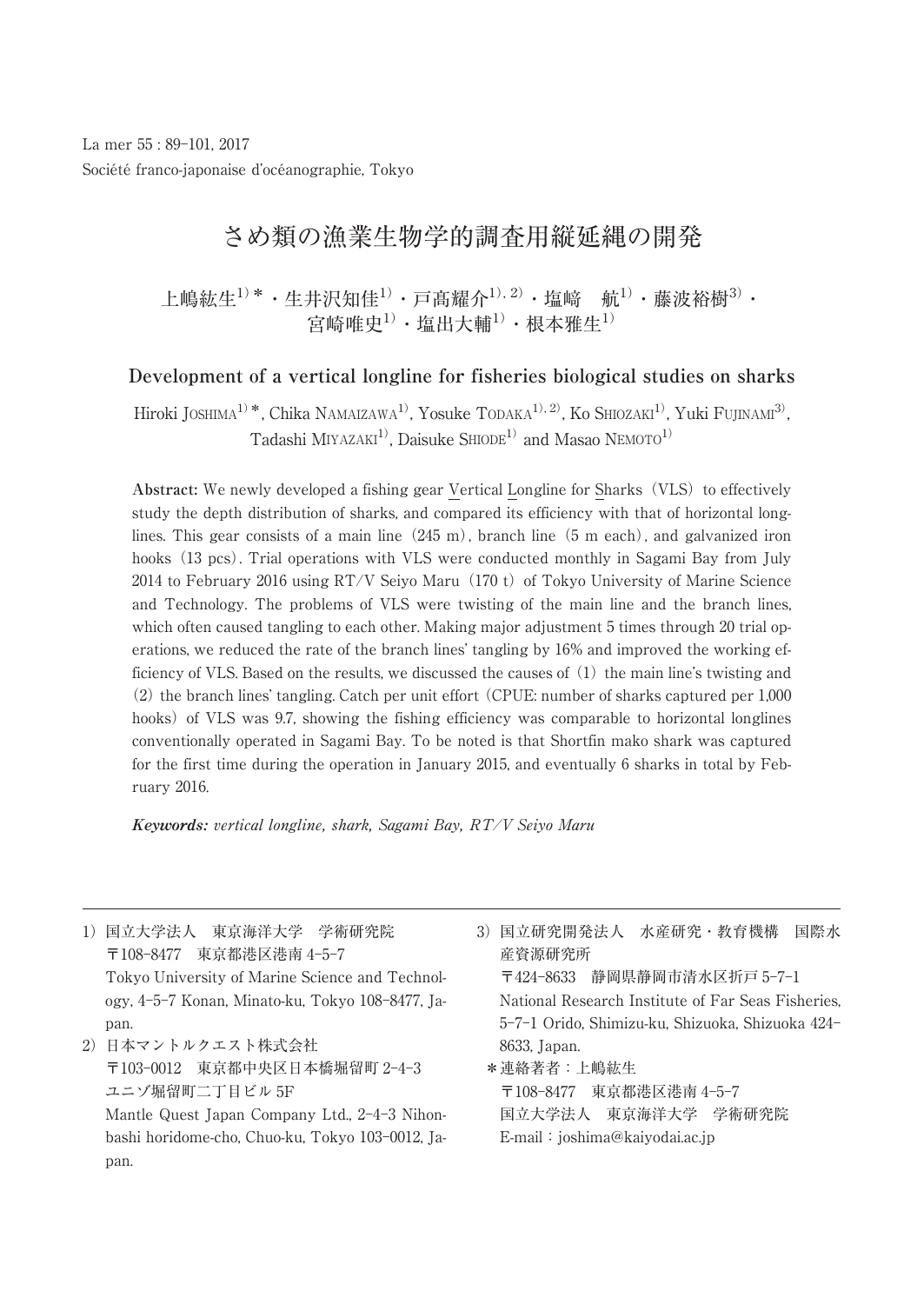La mer 55 : 89–101, 2017
Société franco-japonaise d'océanographie, Tokyo

# さめ類の漁業生物学的調査用縦延縄の開発

上嶋紘生[1)]*・生井沢知佳[1)]・戸髙耀介[1), 2)]・塩﨑　航[1)]・藤波裕樹[3)]・宮崎唯史[1)]・塩出大輔[1)]・根本雅生[1)]

## Development of a vertical longline for fisheries biological studies on sharks

Hiroki JOSHIMA[1)]*, Chika NAMAIZAWA[1)], Yosuke TODAKA[1), 2)], Ko SHIOZAKI[1)], Yuki FUJINAMI[3)], Tadashi MIYAZAKI[1)], Daisuke SHIODE[1)] and Masao NEMOTO[1)]

**Abstract:** We newly developed a fishing gear Vertical Longline for Sharks (VLS) to effectively study the depth distribution of sharks, and compared its efficiency with that of horizontal longlines. This gear consists of a main line (245 m), branch line (5 m each), and galvanized iron hooks (13 pcs). Trial operations with VLS were conducted monthly in Sagami Bay from July 2014 to February 2016 using RT/V Seiyo Maru (170 t) of Tokyo University of Marine Science and Technology. The problems of VLS were twisting of the main line and the branch lines, which often caused tangling to each other. Making major adjustment 5 times through 20 trial operations, we reduced the rate of the branch lines' tangling by 16% and improved the working efficiency of VLS. Based on the results, we discussed the causes of (1) the main line's twisting and (2) the branch lines' tangling. Catch per unit effort (CPUE: number of sharks captured per 1,000 hooks) of VLS was 9.7, showing the fishing efficiency was comparable to horizontal longlines conventionally operated in Sagami Bay. To be noted is that Shortfin mako shark was captured for the first time during the operation in January 2015, and eventually 6 sharks in total by February 2016.

***Keywords:** vertical longline, shark, Sagami Bay, RT/V Seiyo Maru*

---

1) 国立大学法人　東京海洋大学　学術研究院
〒108-8477　東京都港区港南 4-5-7
Tokyo University of Marine Science and Technology, 4-5-7 Konan, Minato-ku, Tokyo 108-8477, Japan.

2) 日本マントルクエスト株式会社
〒103-0012　東京都中央区日本橋堀留町 2-4-3
ユニゾ堀留町二丁目ビル 5F
Mantle Quest Japan Company Ltd., 2-4-3 Nihonbashi horidome-cho, Chuo-ku, Tokyo 103-0012, Japan.

3) 国立研究開発法人　水産研究・教育機構　国際水産資源研究所
〒424-8633　静岡県静岡市清水区折戸 5-7-1
National Research Institute of Far Seas Fisheries, 5-7-1 Orido, Shimizu-ku, Shizuoka, Shizuoka 424-8633, Japan.

＊連絡著者：上嶋紘生
〒108-8477　東京都港区港南 4-5-7
国立大学法人　東京海洋大学　学術研究院
E-mail：joshima@kaiyodai.ac.jp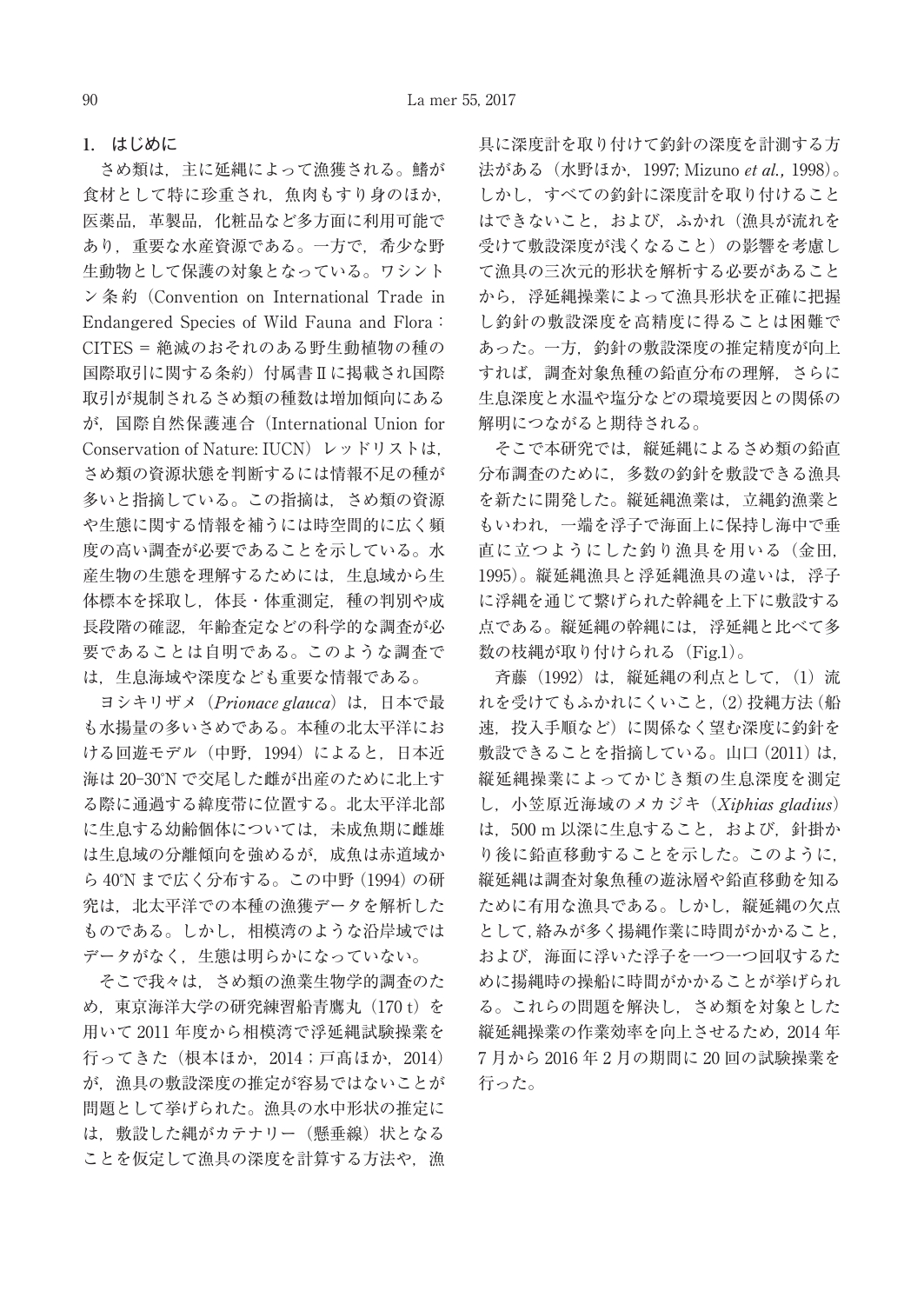## 1. はじめに

さめ類は，主に延縄によって漁獲される。鰭が食材として特に珍重され，魚肉もすり身のほか，医薬品，革製品，化粧品など多方面に利用可能であり，重要な水産資源である。一方で，希少な野生動物として保護の対象となっている。ワシントン条約（Convention on International Trade in Endangered Species of Wild Fauna and Flora：CITES = 絶滅のおそれのある野生動植物の種の国際取引に関する条約）付属書Ⅱに掲載され国際取引が規制されるさめ類の種数は増加傾向にあるが，国際自然保護連合（International Union for Conservation of Nature: IUCN）レッドリストは，さめ類の資源状態を判断するには情報不足の種が多いと指摘している。この指摘は，さめ類の資源や生態に関する情報を補うには時空間的に広く頻度の高い調査が必要であることを示している。水産生物の生態を理解するためには，生息域から生体標本を採取し，体長・体重測定，種の判別や成長段階の確認，年齢査定などの科学的な調査が必要であることは自明である。このような調査では，生息海域や深度なども重要な情報である。

ヨシキリザメ（*Prionace glauca*）は，日本で最も水揚量の多いさめである。本種の北太平洋における回遊モデル（中野，1994）によると，日本近海は 20-30°N で交尾した雌が出産のために北上する際に通過する緯度帯に位置する。北太平洋北部に生息する幼齢個体については，未成魚期に雌雄は生息域の分離傾向を強めるが，成魚は赤道域から 40°N まで広く分布する。この中野（1994）の研究は，北太平洋での本種の漁獲データを解析したものである。しかし，相模湾のような沿岸域ではデータがなく，生態は明らかになっていない。

そこで我々は，さめ類の漁業生物学的調査のため，東京海洋大学の研究練習船青鷹丸（170 t）を用いて 2011 年度から相模湾で浮延縄試験操業を行ってきた（根本ほか，2014；戸高ほか，2014）が，漁具の敷設深度の推定が容易ではないことが問題として挙げられた。漁具の水中形状の推定には，敷設した縄がカテナリー（懸垂線）状となることを仮定して漁具の深度を計算する方法や，漁具に深度計を取り付けて釣針の深度を計測する方法がある（水野ほか，1997; Mizuno *et al.,* 1998）。しかし，すべての釣針に深度計を取り付けることはできないこと，および，ふかれ（漁具が流れを受けて敷設深度が浅くなること）の影響を考慮して漁具の三次元的形状を解析する必要があることから，浮延縄操業によって漁具形状を正確に把握し釣針の敷設深度を高精度に得ることは困難であった。一方，釣針の敷設深度の推定精度が向上すれば，調査対象魚種の鉛直分布の理解，さらに生息深度と水温や塩分などの環境要因との関係の解明につながると期待される。

そこで本研究では，縦延縄によるさめ類の鉛直分布調査のために，多数の釣針を敷設できる漁具を新たに開発した。縦延縄漁業は，立縄釣漁業ともいわれ，一端を浮子で海面上に保持し海中で垂直に立つようにした釣り漁具を用いる（金田，1995）。縦延縄漁具と浮延縄漁具の違いは，浮子に浮縄を通じて繋げられた幹縄を上下に敷設する点である。縦延縄の幹縄には，浮延縄と比べて多数の枝縄が取り付けられる（Fig.1）。

斉藤（1992）は，縦延縄の利点として，(1) 流れを受けてもふかれにくいこと，(2) 投縄方法（船速，投入手順など）に関係なく望む深度に釣針を敷設できることを指摘している。山口（2011）は，縦延縄操業によってかじき類の生息深度を測定し，小笠原近海域のメカジキ（*Xiphias gladius*）は，500 m 以深に生息すること，および，針掛かり後に鉛直移動することを示した。このように，縦延縄は調査対象魚種の遊泳層や鉛直移動を知るために有用な漁具である。しかし，縦延縄の欠点として，絡みが多く揚縄作業に時間がかかること，および，海面に浮いた浮子を一つ一つ回収するために揚縄時の操船に時間がかかることが挙げられる。これらの問題を解決し，さめ類を対象とした縦延縄操業の作業効率を向上させるため，2014 年 7 月から 2016 年 2 月の期間に 20 回の試験操業を行った。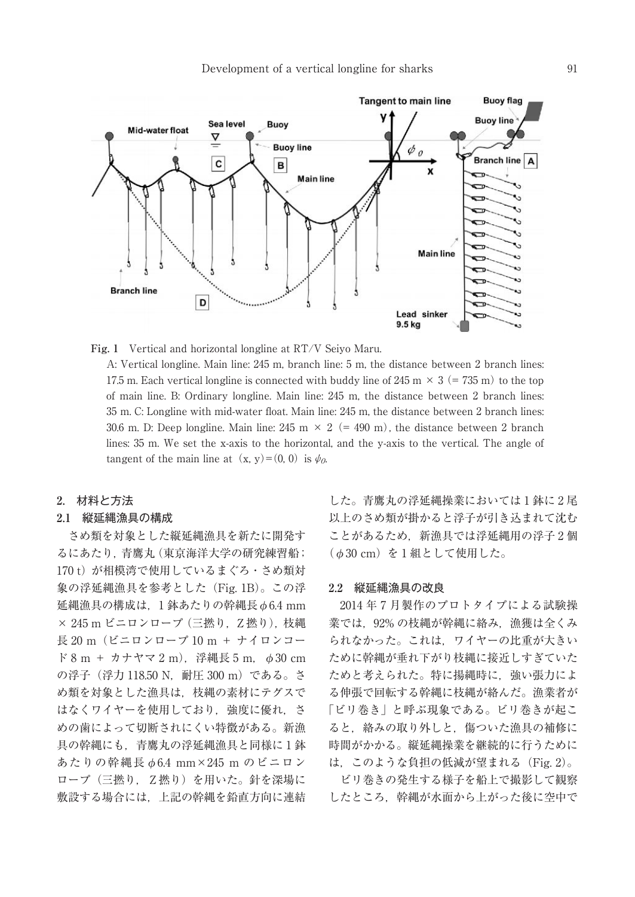Fig. 1　Vertical and horizontal longline at RT/V Seiyo Maru.

A: Vertical longline. Main line: 245 m, branch line: 5 m, the distance between 2 branch lines: 17.5 m. Each vertical longline is connected with buddy line of 245 m × 3 (= 735 m) to the top of main line. B: Ordinary longline. Main line: 245 m, the distance between 2 branch lines: 35 m. C: Longline with mid-water float. Main line: 245 m, the distance between 2 branch lines: 30.6 m. D: Deep longline. Main line: 245 m × 2 (= 490 m), the distance between 2 branch lines: 35 m. We set the x-axis to the horizontal, and the y-axis to the vertical. The angle of tangent of the main line at (x, y)=(0, 0) is $\phi_O$.

## 2. 材料と方法

### 2.1 縦延縄漁具の構成

さめ類を対象とした縦延縄漁具を新たに開発するにあたり，青鷹丸（東京海洋大学の研究練習船；170 t）が相模湾で使用しているまぐろ・さめ類対象の浮延縄漁具を参考とした（Fig. 1B）。この浮延縄漁具の構成は，1 鉢あたりの幹縄長 $\phi$6.4 mm × 245 m ビニロンロープ（三撚り，Z 撚り），枝縄長 20 m（ビニロンロープ 10 m ＋ ナイロンコード 8 m ＋ カナヤマ 2 m），浮縄長 5 m，$\phi$30 cm の浮子（浮力 118.50 N，耐圧 300 m）である。さめ類を対象とした漁具は，枝縄の素材にテグスではなくワイヤーを使用しており，強度に優れ，さめの歯によって切断されにくい特徴がある。新漁具の幹縄にも，青鷹丸の浮延縄漁具と同様に 1 鉢あたりの幹縄長 $\phi$6.4 mm×245 m のビニロンロープ（三撚り，Z 撚り）を用いた。針を深場に敷設する場合には，上記の幹縄を鉛直方向に連結した。青鷹丸の浮延縄操業においては 1 鉢に 2 尾以上のさめ類が掛かると浮子が引き込まれて沈むことがあるため，新漁具では浮延縄用の浮子 2 個（$\phi$30 cm）を 1 組として使用した。

### 2.2 縦延縄漁具の改良

2014 年 7 月製作のプロトタイプによる試験操業では，92% の枝縄が幹縄に絡み，漁獲は全くみられなかった。これは，ワイヤーの比重が大きいために幹縄が垂れ下がり枝縄に接近しすぎていたためと考えられた。特に揚縄時に，強い張力による伸張で回転する幹縄に枝縄が絡んだ。漁業者が「ビリ巻き」と呼ぶ現象である。ビリ巻きが起こると，絡みの取り外しと，傷ついた漁具の補修に時間がかかる。縦延縄操業を継続的に行うためには，このような負担の低減が望まれる（Fig. 2）。

ビリ巻きの発生する様子を船上で撮影して観察したところ，幹縄が水面から上がった後に空中で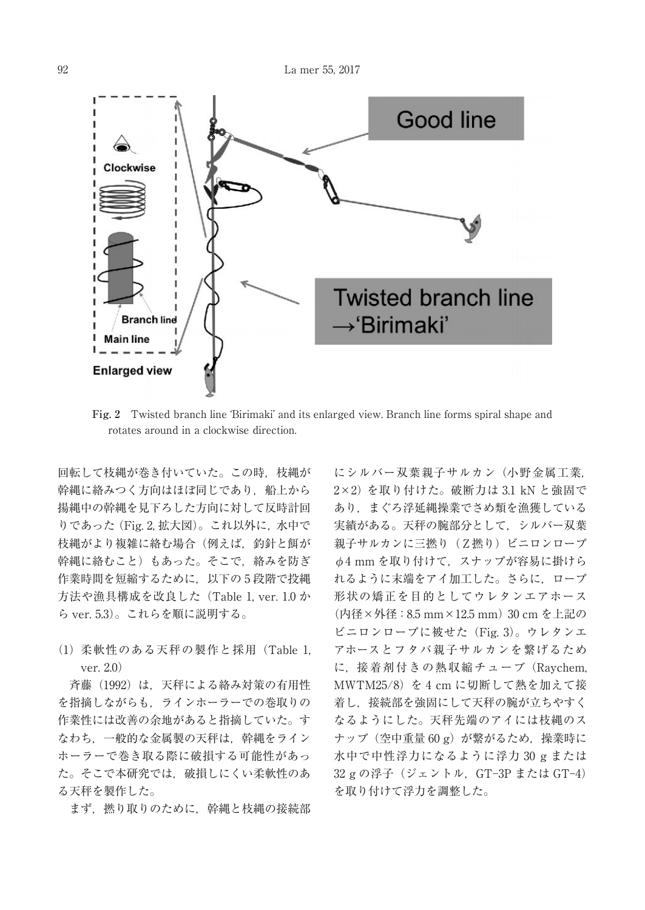**Fig. 2**　Twisted branch line 'Birimaki' and its enlarged view. Branch line forms spiral shape and rotates around in a clockwise direction.

回転して枝縄が巻き付いていた。この時，枝縄が幹縄に絡みつく方向はほぼ同じであり，船上から揚縄中の幹縄を見下ろした方向に対して反時計回りであった（Fig. 2, 拡大図）。これ以外に，水中で枝縄がより複雑に絡む場合（例えば，釣針と餌が幹縄に絡むこと）もあった。そこで，絡みを防ぎ作業時間を短縮するために，以下の5段階で投縄方法や漁具構成を改良した（Table 1, ver. 1.0 から ver. 5.3）。これらを順に説明する。

(1) 柔軟性のある天秤の製作と採用（Table 1, ver. 2.0）

斉藤（1992）は，天秤による絡み対策の有用性を指摘しながらも，ラインホーラーでの巻取りの作業性には改善の余地があると指摘していた。すなわち，一般的な金属製の天秤は，幹縄をラインホーラーで巻き取る際に破損する可能性があった。そこで本研究では，破損しにくい柔軟性のある天秤を製作した。

まず，撚り取りのために，幹縄と枝縄の接続部にシルバー双葉親子サルカン（小野金属工業，2×2）を取り付けた。破断力は 3.1 kN と強固であり，まぐろ浮延縄操業でさめ類を漁獲している実績がある。天秤の腕部分として，シルバー双葉親子サルカンに三撚り（Z撚り）ビニロンロープ φ4 mm を取り付けて，スナップが容易に掛けられるように末端をアイ加工した。さらに，ロープ形状の矯正を目的としてウレタンエアホース（内径×外径：8.5 mm×12.5 mm）30 cm を上記のビニロンロープに被せた（Fig. 3）。ウレタンエアホースとフタバ親子サルカンを繋げるために，接着剤付きの熱収縮チューブ（Raychem, MWTM25/8）を 4 cm に切断して熱を加えて接着し，接続部を強固にして天秤の腕が立ちやすくなるようにした。天秤先端のアイには枝縄のスナップ（空中重量 60 g）が繋がるため，操業時に水中で中性浮力になるように浮力 30 g または 32 g の浮子（ジェントル，GT-3P または GT-4）を取り付けて浮力を調整した。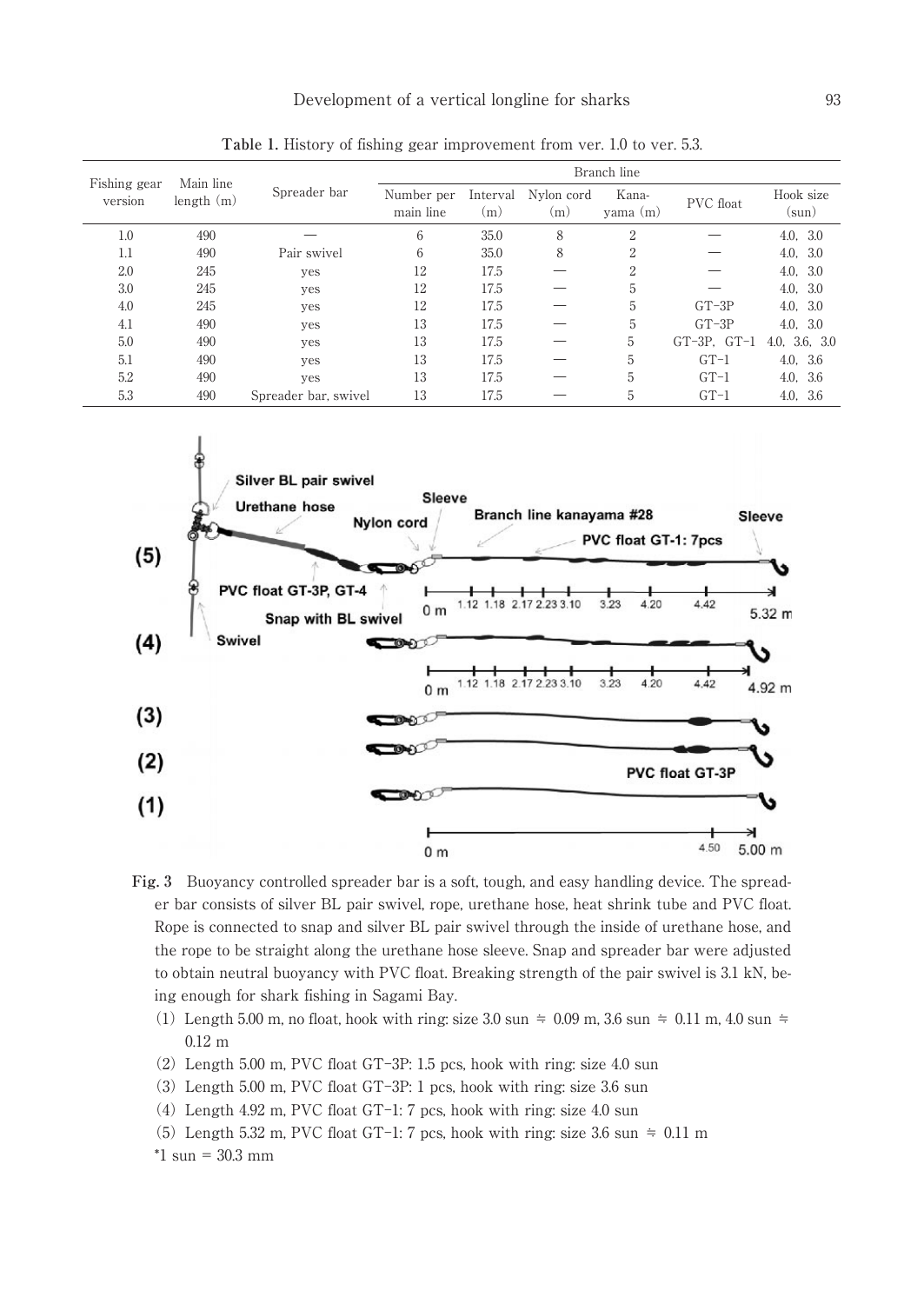**Table 1.** History of fishing gear improvement from ver. 1.0 to ver. 5.3.

| Fishing gear version | Main line length (m) | Spreader bar | Branch line | | | | | |
|---|---|---|---|---|---|---|---|---|
| | | | Number per main line | Interval (m) | Nylon cord (m) | Kana-yama (m) | PVC float | Hook size (sun) |
| 1.0 | 490 | — | 6 | 35.0 | 8 | 2 | — | 4.0, 3.0 |
| 1.1 | 490 | Pair swivel | 6 | 35.0 | 8 | 2 | — | 4.0, 3.0 |
| 2.0 | 245 | yes | 12 | 17.5 | — | 2 | — | 4.0, 3.0 |
| 3.0 | 245 | yes | 12 | 17.5 | — | 5 | — | 4.0, 3.0 |
| 4.0 | 245 | yes | 12 | 17.5 | — | 5 | GT-3P | 4.0, 3.0 |
| 4.1 | 490 | yes | 13 | 17.5 | — | 5 | GT-3P | 4.0, 3.0 |
| 5.0 | 490 | yes | 13 | 17.5 | — | 5 | GT-3P, GT-1 | 4.0, 3.6, 3.0 |
| 5.1 | 490 | yes | 13 | 17.5 | — | 5 | GT-1 | 4.0, 3.6 |
| 5.2 | 490 | yes | 13 | 17.5 | — | 5 | GT-1 | 4.0, 3.6 |
| 5.3 | 490 | Spreader bar, swivel | 13 | 17.5 | — | 5 | GT-1 | 4.0, 3.6 |

**Fig. 3** Buoyancy controlled spreader bar is a soft, tough, and easy handling device. The spreader bar consists of silver BL pair swivel, rope, urethane hose, heat shrink tube and PVC float. Rope is connected to snap and silver BL pair swivel through the inside of urethane hose, and the rope to be straight along the urethane hose sleeve. Snap and spreader bar were adjusted to obtain neutral buoyancy with PVC float. Breaking strength of the pair swivel is 3.1 kN, being enough for shark fishing in Sagami Bay.

(1) Length 5.00 m, no float, hook with ring: size 3.0 sun ≒ 0.09 m, 3.6 sun ≒ 0.11 m, 4.0 sun ≒ 0.12 m

(2) Length 5.00 m, PVC float GT-3P: 1.5 pcs, hook with ring: size 4.0 sun

(3) Length 5.00 m, PVC float GT-3P: 1 pcs, hook with ring: size 3.6 sun

(4) Length 4.92 m, PVC float GT-1: 7 pcs, hook with ring: size 4.0 sun

(5) Length 5.32 m, PVC float GT-1: 7 pcs, hook with ring: size 3.6 sun ≒ 0.11 m

*1 sun = 30.3 mm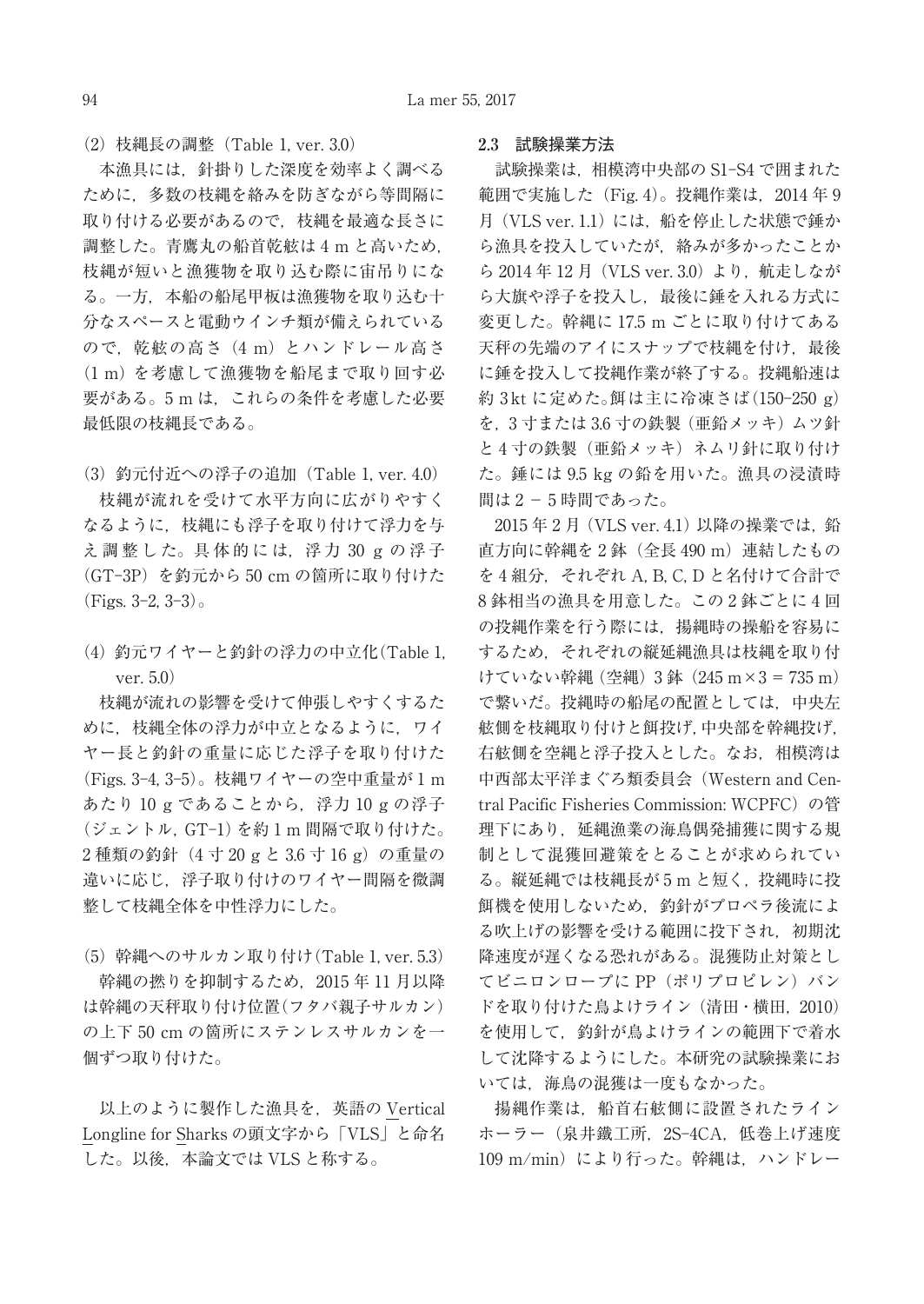(2) 枝縄長の調整（Table 1, ver. 3.0）

本漁具には，針掛りした深度を効率よく調べるために，多数の枝縄を絡みを防ぎながら等間隔に取り付ける必要があるので，枝縄を最適な長さに調整した。青鷹丸の船首乾舷は 4 m と高いため，枝縄が短いと漁獲物を取り込む際に宙吊りになる。一方，本船の船尾甲板は漁獲物を取り込む十分なスペースと電動ウインチ類が備えられているので，乾舷の高さ（4 m）とハンドレール高さ（1 m）を考慮して漁獲物を船尾まで取り回す必要がある。5 m は，これらの条件を考慮した必要最低限の枝縄長である。

(3) 釣元付近への浮子の追加（Table 1, ver. 4.0）

枝縄が流れを受けて水平方向に広がりやすくなるように，枝縄にも浮子を取り付けて浮力を与え調整した。具体的には，浮力 30 g の浮子（GT-3P）を釣元から 50 cm の箇所に取り付けた（Figs. 3-2, 3-3）。

(4) 釣元ワイヤーと釣針の浮力の中立化（Table 1, ver. 5.0）

枝縄が流れの影響を受けて伸張しやすくするために，枝縄全体の浮力が中立となるように，ワイヤー長と釣針の重量に応じた浮子を取り付けた（Figs. 3-4, 3-5）。枝縄ワイヤーの空中重量が 1 m あたり 10 g であることから，浮力 10 g の浮子（ジェントル，GT-1）を約 1 m 間隔で取り付けた。2 種類の釣針（4 寸 20 g と 3.6 寸 16 g）の重量の違いに応じ，浮子取り付けのワイヤー間隔を微調整して枝縄全体を中性浮力にした。

(5) 幹縄へのサルカン取り付け（Table 1, ver. 5.3）

幹縄の撚りを抑制するため，2015 年 11 月以降は幹縄の天秤取り付け位置（フタバ親子サルカン）の上下 50 cm の箇所にステンレスサルカンを一個ずつ取り付けた。

以上のように製作した漁具を，英語の Vertical Longline for Sharks の頭文字から「VLS」と命名した。以後，本論文では VLS と称する。

### 2.3 試験操業方法

試験操業は，相模湾中央部の S1-S4 で囲まれた範囲で実施した（Fig. 4）。投縄作業は，2014 年 9 月（VLS ver. 1.1）には，船を停止した状態で錘から漁具を投入していたが，絡みが多かったことから 2014 年 12 月（VLS ver. 3.0）より，航走しながら大旗や浮子を投入し，最後に錘を入れる方式に変更した。幹縄に 17.5 m ごとに取り付けてある天秤の先端のアイにスナップで枝縄を付け，最後に錘を投入して投縄作業が終了する。投縄船速は約 3kt に定めた。餌は主に冷凍さば（150-250 g）を，3 寸または 3.6 寸の鉄製（亜鉛メッキ）ムツ針と 4 寸の鉄製（亜鉛メッキ）ネムリ針に取り付けた。錘には 9.5 kg の鉛を用いた。漁具の浸漬時間は 2 － 5 時間であった。

2015 年 2 月（VLS ver. 4.1）以降の操業では，鉛直方向に幹縄を 2 鉢（全長 490 m）連結したものを 4 組分，それぞれ A, B, C, D と名付けて合計で 8 鉢相当の漁具を用意した。この 2 鉢ごとに 4 回の投縄作業を行う際には，揚縄時の操船を容易にするため，それぞれの縦延縄漁具は枝縄を取り付けていない幹縄（空縄）3 鉢（245 m × 3 = 735 m）で繋いだ。投縄時の船尾の配置としては，中央左舷側を枝縄取り付けと餌投げ，中央部を幹縄投げ，右舷側を空縄と浮子投入とした。なお，相模湾は中西部太平洋まぐろ類委員会（Western and Central Pacific Fisheries Commission: WCPFC）の管理下にあり，延縄漁業の海鳥偶発捕獲に関する規制として混獲回避策をとることが求められている。縦延縄では枝縄長が 5 m と短く，投縄時に投餌機を使用しないため，釣針がプロペラ後流による吹上げの影響を受ける範囲に投下され，初期沈降速度が遅くなる恐れがある。混獲防止対策としてビニロンロープに PP（ポリプロピレン）バンドを取り付けた鳥よけライン（清田・横田，2010）を使用して，釣針が鳥よけラインの範囲下で着水して沈降するようにした。本研究の試験操業においては，海鳥の混獲は一度もなかった。

揚縄作業は，船首右舷側に設置されたラインホーラー（泉井鐵工所，2S-4CA，低巻上げ速度 109 m/min）により行った。幹縄は，ハンドレー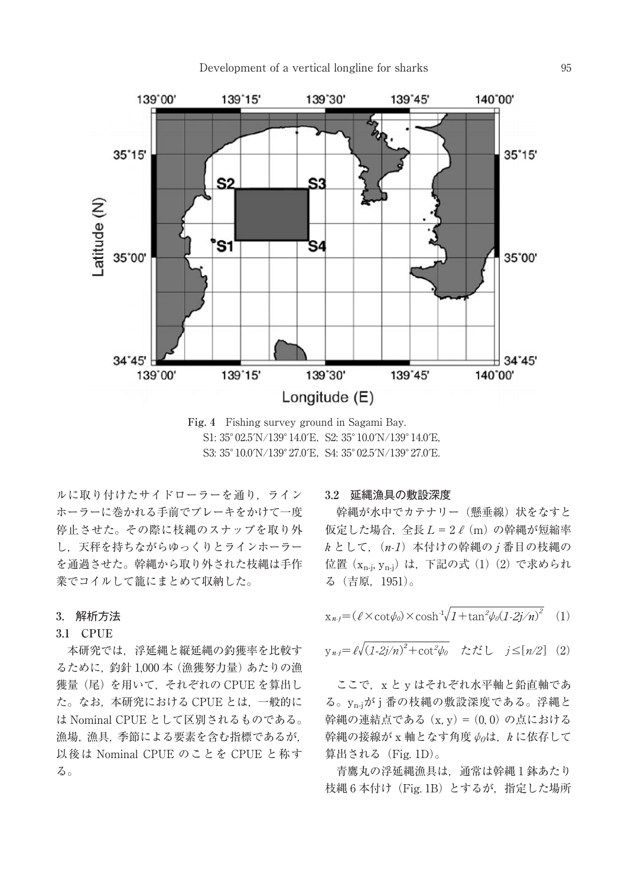Fig. 4　Fishing survey ground in Sagami Bay.
S1: 35° 02.5′N/139° 14.0′E, S2: 35° 10.0′N/139° 14.0′E,
S3: 35° 10.0′N/139° 27.0′E, S4: 35° 02.5′N/139° 27.0′E.

ルに取り付けたサイドローラーを通り，ラインホーラーに巻かれる手前でブレーキをかけて一度停止させた。その際に枝縄のスナップを取り外し，天秤を持ちながらゆっくりとラインホーラーを通過させた。幹縄から取り外された枝縄は手作業でコイルして籠にまとめて収納した。

## 3. 解析方法

### 3.1 CPUE

本研究では，浮延縄と縦延縄の釣獲率を比較するために，釣針 1,000 本（漁獲努力量）あたりの漁獲量（尾）を用いて，それぞれの CPUE を算出した。なお，本研究における CPUE とは，一般的には Nominal CPUE として区別されるものである。漁場，漁具，季節による要素を含む指標であるが，以後は Nominal CPUE のことを CPUE と称する。

### 3.2 延縄漁具の敷設深度

幹縄が水中でカテナリー（懸垂線）状をなすと仮定した場合，全長 $L = 2\ell$（m）の幹縄が短縮率 $k$ として，（$n$-$1$）本付けの幹縄の $j$ 番目の枝縄の位置（$x_{n\text{-}j}, y_{n\text{-}j}$）は，下記の式（1）（2）で求められる（吉原，1951）。

$$x_{n\text{-}j} = (\ell \times \cot\phi_0) \times \cosh^{-1}\sqrt{1 + \tan^2\phi_0 (1-2j/n)^2} \quad (1)$$

$$y_{n\text{-}j} = \ell\sqrt{(1-2j/n)^2 + \cot^2\phi_0} \quad \text{ただし} \quad j \leq [n/2] \quad (2)$$

ここで，x と y はそれぞれ水平軸と鉛直軸である。$y_{n\text{-}j}$が j 番の枝縄の敷設深度である。浮縄と幹縄の連結点である（x, y）=（0, 0）の点における幹縄の接線が x 軸となす角度 $\phi_0$は，$k$ に依存して算出される（Fig. 1D）。

青鷹丸の浮延縄漁具は，通常は幹縄 1 鉢あたり枝縄 6 本付け（Fig. 1B）とするが，指定した場所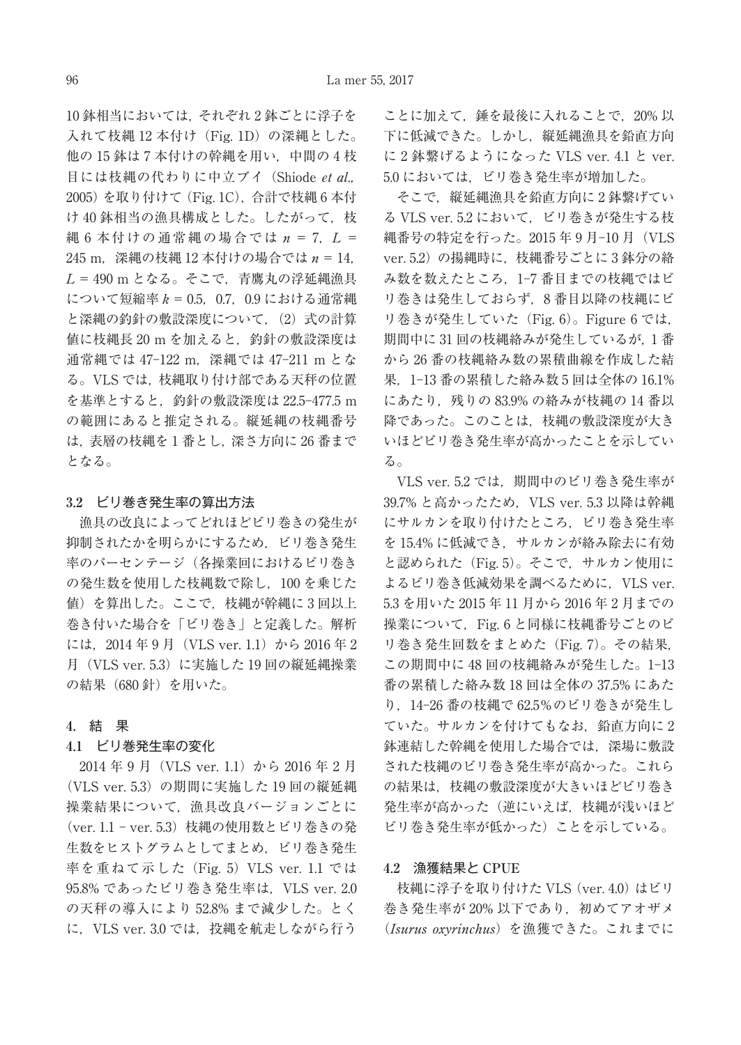10鉢相当においては，それぞれ2鉢ごとに浮子を入れて枝縄12本付け（Fig. 1D）の深縄とした。他の15鉢は7本付けの幹縄を用い，中間の4枝目には枝縄の代わりに中立ブイ（Shiode *et al.*, 2005）を取り付けて（Fig. 1C），合計で枝縄6本付け40鉢相当の漁具構成とした。したがって，枝縄6本付けの通常縄の場合では $n = 7$，$L = 245$ m，深縄の枝縄12本付けの場合では $n = 14$，$L = 490$ m となる。そこで，青鷹丸の浮延縄漁具について短縮率 $k = 0.5$，0.7，0.9 における通常縄と深縄の釣針の敷設深度について，(2) 式の計算値に枝縄長20 mを加えると，釣針の敷設深度は通常縄では47–122 m，深縄では47–211 mとなる。VLSでは，枝縄取り付け部である天秤の位置を基準とすると，釣針の敷設深度は22.5–477.5 mの範囲にあると推定される。縦延縄の枝縄番号は，表層の枝縄を1番とし，深さ方向に26番までとなる。

### 3.2 ビリ巻き発生率の算出方法

漁具の改良によってどれほどビリ巻きの発生が抑制されたかを明らかにするため，ビリ巻き発生率のパーセンテージ（各操業回におけるビリ巻きの発生数を使用した枝縄数で除し，100を乗じた値）を算出した。ここで，枝縄が幹縄に3回以上巻き付いた場合を「ビリ巻き」と定義した。解析には，2014年9月（VLS ver. 1.1）から2016年2月（VLS ver. 5.3）に実施した19回の縦延縄操業の結果（680針）を用いた。

## 4. 結果

### 4.1 ビリ巻発生率の変化

2014年9月（VLS ver. 1.1）から2016年2月（VLS ver. 5.3）の期間に実施した19回の縦延縄操業結果について，漁具改良バージョンごとに（ver. 1.1 – ver. 5.3）枝縄の使用数とビリ巻きの発生数をヒストグラムとしてまとめ，ビリ巻き発生率を重ねて示した（Fig. 5）VLS ver. 1.1では95.8%であったビリ巻き発生率は，VLS ver. 2.0の天秤の導入により52.8%まで減少した。とくに，VLS ver. 3.0では，投縄を航走しながら行うことに加えて，錘を最後に入れることで，20%以下に低減できた。しかし，縦延縄漁具を鉛直方向に2鉢繋げるようになったVLS ver. 4.1とver. 5.0においては，ビリ巻き発生率が増加した。

そこで，縦延縄漁具を鉛直方向に2鉢繋げているVLS ver. 5.2において，ビリ巻きが発生する枝縄番号の特定を行った。2015年9月–10月（VLS ver. 5.2）の揚縄時に，枝縄番号ごとに3鉢分の絡み数を数えたところ，1–7番目までの枝縄ではビリ巻きは発生しておらず，8番目以降の枝縄にビリ巻きが発生していた（Fig. 6）。Figure 6では，期間中に31回の枝縄絡みが発生しているが，1番から26番の枝縄絡み数の累積曲線を作成した結果，1–13番の累積した絡み数5回は全体の16.1%にあたり，残りの83.9%の絡みが枝縄の14番以降であった。このことは，枝縄の敷設深度が大きいほどビリ巻き発生率が高かったことを示している。

VLS ver. 5.2では，期間中のビリ巻き発生率が39.7%と高かったため，VLS ver. 5.3以降は幹縄にサルカンを取り付けたところ，ビリ巻き発生率を15.4%に低減でき，サルカンが絡み除去に有効と認められた（Fig. 5）。そこで，サルカン使用によるビリ巻き低減効果を調べるために，VLS ver. 5.3を用いた2015年11月から2016年2月までの操業について，Fig. 6と同様に枝縄番号ごとのビリ巻き発生回数をまとめた（Fig. 7）。その結果，この期間中に48回の枝縄絡みが発生した。1–13番の累積した絡み数18回は全体の37.5%にあたり，14–26番の枝縄で62.5%のビリ巻きが発生していた。サルカンを付けてもなお，鉛直方向に2鉢連結した幹縄を使用した場合では，深場に敷設された枝縄のビリ巻き発生率が高かった。これらの結果は，枝縄の敷設深度が大きいほどビリ巻き発生率が高かった（逆にいえば，枝縄が浅いほどビリ巻き発生率が低かった）ことを示している。

### 4.2 漁獲結果とCPUE

枝縄に浮子を取り付けたVLS（ver. 4.0）はビリ巻き発生率が20%以下であり，初めてアオザメ（*Isurus oxyrinchus*）を漁獲できた。これまでに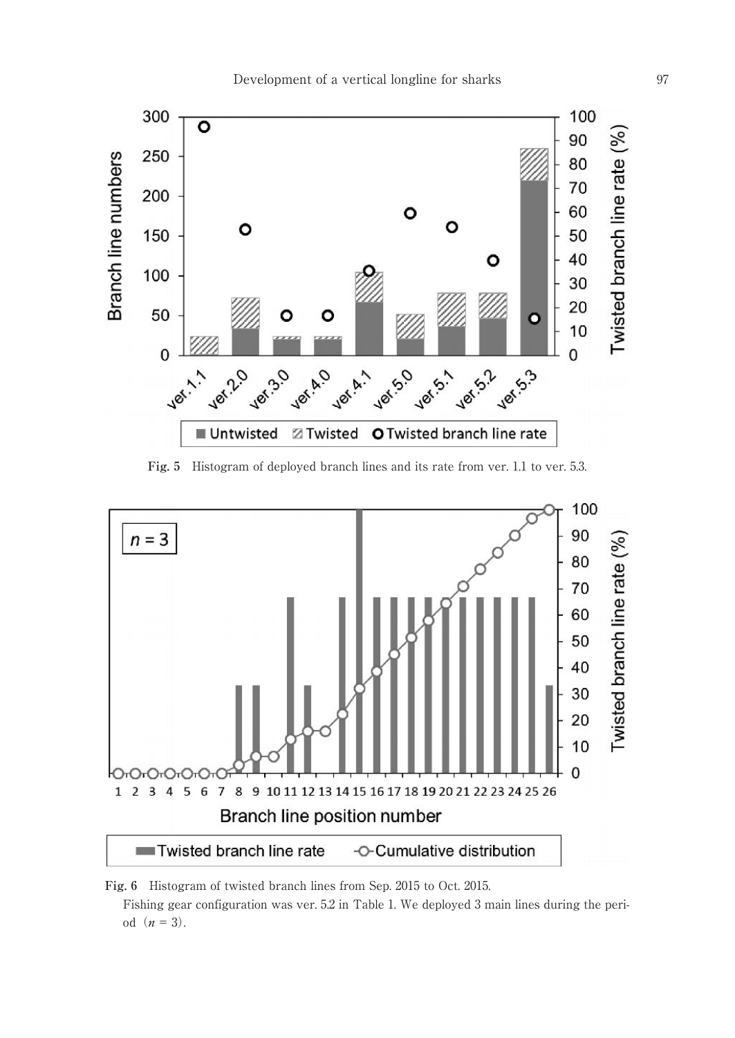**Fig. 5** Histogram of deployed branch lines and its rate from ver. 1.1 to ver. 5.3.

**Fig. 6** Histogram of twisted branch lines from Sep. 2015 to Oct. 2015.
Fishing gear configuration was ver. 5.2 in Table 1. We deployed 3 main lines during the period ($n$ = 3).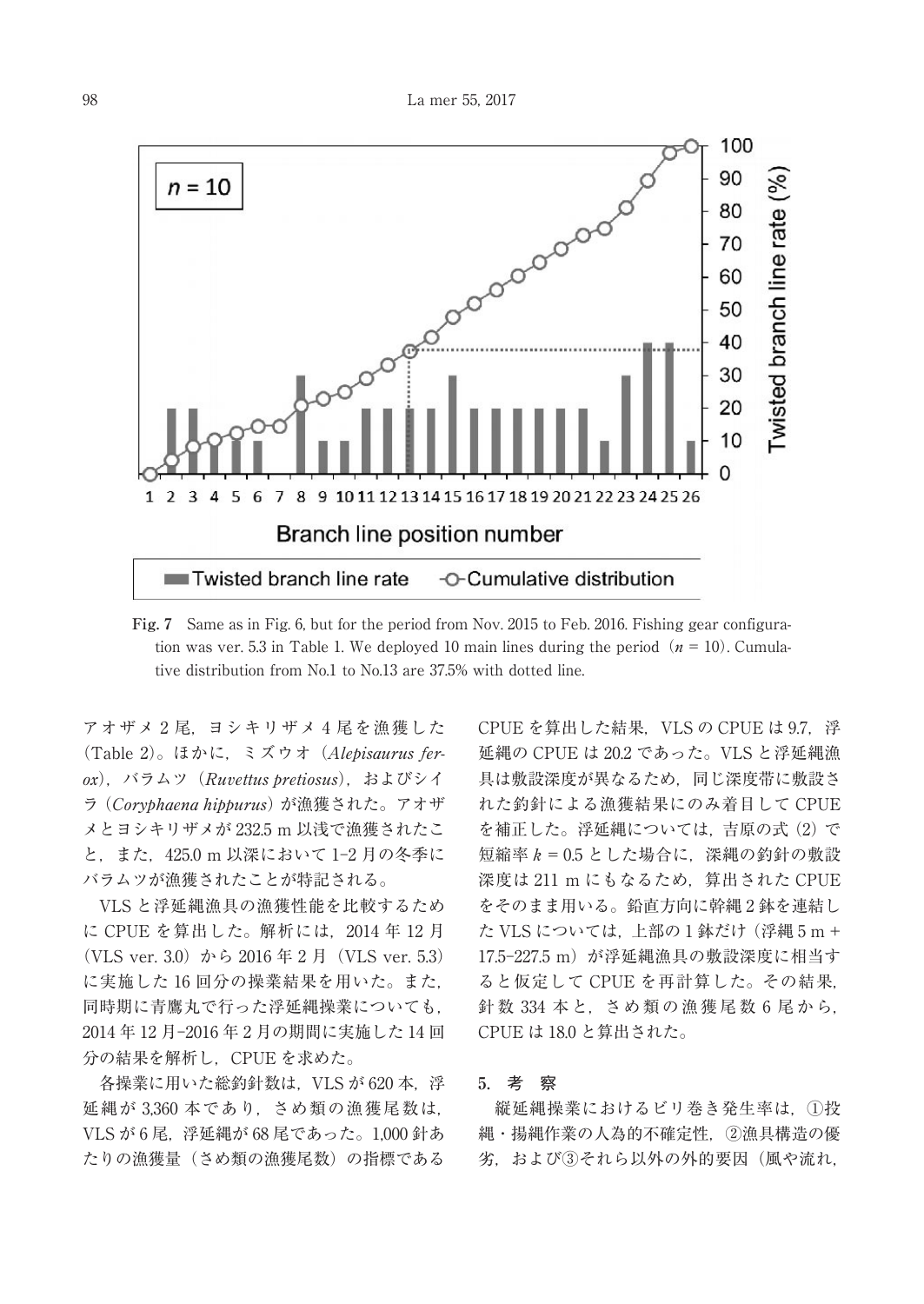Fig. 7 Same as in Fig. 6, but for the period from Nov. 2015 to Feb. 2016. Fishing gear configuration was ver. 5.3 in Table 1. We deployed 10 main lines during the period（$n$ = 10）. Cumulative distribution from No.1 to No.13 are 37.5% with dotted line.

アオザメ 2 尾，ヨシキリザメ 4 尾を漁獲した（Table 2）。ほかに，ミズウオ（*Alepisaurus ferox*），バラムツ（*Ruvettus pretiosus*），およびシイラ（*Coryphaena hippurus*）が漁獲された。アオザメとヨシキリザメが 232.5 m 以浅で漁獲されたこと，また，425.0 m 以深において 1–2 月の冬季にバラムツが漁獲されたことが特記される。

VLS と浮延縄漁具の漁獲性能を比較するために CPUE を算出した。解析には，2014 年 12 月（VLS ver. 3.0）から 2016 年 2 月（VLS ver. 5.3）に実施した 16 回分の操業結果を用いた。また，同時期に青鷹丸で行った浮延縄操業についても，2014 年 12 月–2016 年 2 月の期間に実施した 14 回分の結果を解析し，CPUE を求めた。

各操業に用いた総釣針数は，VLS が 620 本，浮延縄が 3,360 本であり，さめ類の漁獲尾数は，VLS が 6 尾，浮延縄が 68 尾であった。1,000 針あたりの漁獲量（さめ類の漁獲尾数）の指標であるCPUE を算出した結果，VLS の CPUE は 9.7，浮延縄の CPUE は 20.2 であった。VLS と浮延縄漁具は敷設深度が異なるため，同じ深度帯に敷設された釣針による漁獲結果にのみ着目して CPUE を補正した。浮延縄については，吉原の式（2）で短縮率 $k$ = 0.5 とした場合に，深縄の釣針の敷設深度は 211 m にもなるため，算出された CPUE をそのまま用いる。鉛直方向に幹縄 2 鉢を連結した VLS については，上部の 1 鉢だけ（浮縄 5 m + 17.5–227.5 m）が浮延縄漁具の敷設深度に相当すると仮定して CPUE を再計算した。その結果，針数 334 本と，さめ類の漁獲尾数 6 尾から，CPUE は 18.0 と算出された。

## 5. 考　察

縦延縄操業におけるビリ巻き発生率は，①投縄・揚縄作業の人為的不確定性，②漁具構造の優劣，および③それら以外の外的要因（風や流れ，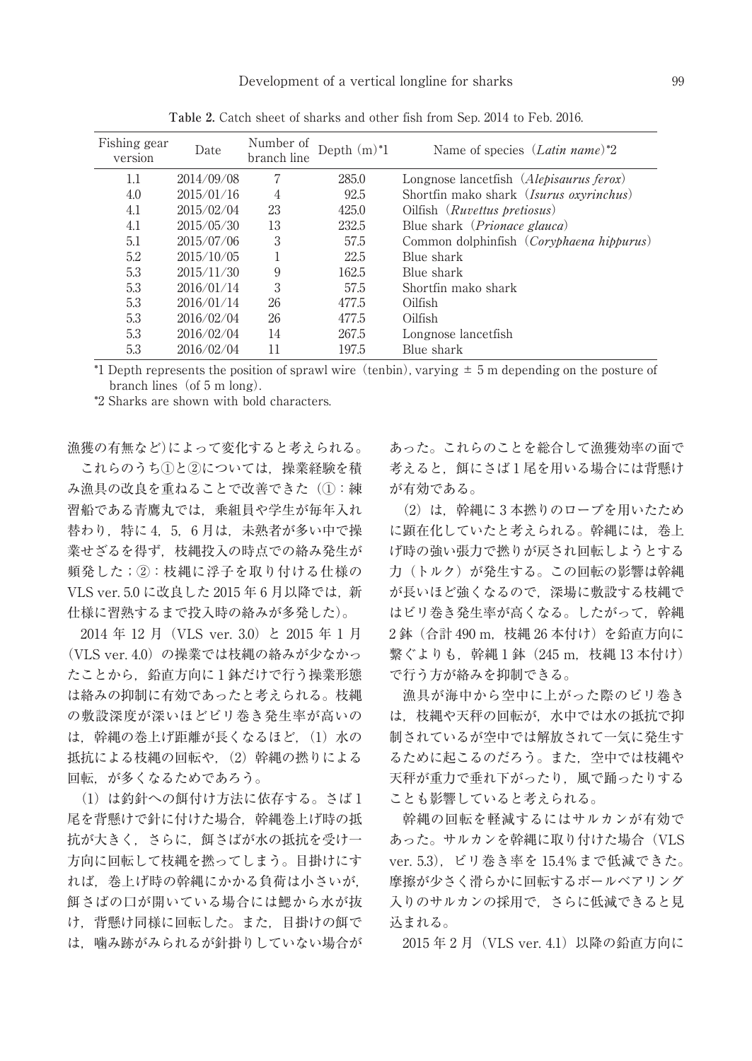**Table 2.** Catch sheet of sharks and other fish from Sep. 2014 to Feb. 2016.

| Fishing gear version | Date | Number of branch line | Depth (m)*1 | Name of species (*Latin name*)*2 |
|---|---|---|---|---|
| 1.1 | 2014/09/08 | 7 | 285.0 | Longnose lancetfish (*Alepisaurus ferox*) |
| 4.0 | 2015/01/16 | 4 | 92.5 | Shortfin mako shark (*Isurus oxyrinchus*) |
| 4.1 | 2015/02/04 | 23 | 425.0 | Oilfish (*Ruvettus pretiosus*) |
| 4.1 | 2015/05/30 | 13 | 232.5 | Blue shark (*Prionace glauca*) |
| 5.1 | 2015/07/06 | 3 | 57.5 | Common dolphinfish (*Coryphaena hippurus*) |
| 5.2 | 2015/10/05 | 1 | 22.5 | Blue shark |
| 5.3 | 2015/11/30 | 9 | 162.5 | Blue shark |
| 5.3 | 2016/01/14 | 3 | 57.5 | Shortfin mako shark |
| 5.3 | 2016/01/14 | 26 | 477.5 | Oilfish |
| 5.3 | 2016/02/04 | 26 | 477.5 | Oilfish |
| 5.3 | 2016/02/04 | 14 | 267.5 | Longnose lancetfish |
| 5.3 | 2016/02/04 | 11 | 197.5 | Blue shark |

*1 Depth represents the position of sprawl wire (tenbin), varying ± 5 m depending on the posture of branch lines (of 5 m long).

*2 Sharks are shown with bold characters.

漁獲の有無など)によって変化すると考えられる。

これらのうち①と②については，操業経験を積み漁具の改良を重ねることで改善できた（①：練習船である青鷹丸では，乗組員や学生が毎年入れ替わり，特に 4，5，6 月は，未熟者が多い中で操業せざるを得ず，枝縄投入の時点での絡み発生が頻発した；②：枝縄に浮子を取り付ける仕様の VLS ver. 5.0 に改良した 2015 年 6 月以降では，新仕様に習熟するまで投入時の絡みが多発した)。

2014 年 12 月（VLS ver. 3.0）と 2015 年 1 月（VLS ver. 4.0）の操業では枝縄の絡みが少なかったことから，鉛直方向に 1 鉢だけで行う操業形態は絡みの抑制に有効であったと考えられる。枝縄の敷設深度が深いほどビリ巻き発生率が高いのは，幹縄の巻上げ距離が長くなるほど，(1) 水の抵抗による枝縄の回転や，(2) 幹縄の撚りによる回転，が多くなるためであろう。

(1) は釣針への餌付け方法に依存する。さば 1 尾を背懸けで針に付けた場合，幹縄巻上げ時の抵抗が大きく，さらに，餌さばが水の抵抗を受け一方向に回転して枝縄を撚ってしまう。目掛けにすれば，巻上げ時の幹縄にかかる負荷は小さいが，餌さばの口が開いている場合には鰓から水が抜け，背懸け同様に回転した。また，目掛けの餌では，噛み跡がみられるが針掛りしていない場合があった。これらのことを総合して漁獲効率の面で考えると，餌にさば 1 尾を用いる場合には背懸けが有効である。

(2) は，幹縄に 3 本撚りのロープを用いたために顕在化していたと考えられる。幹縄には，巻上げ時の強い張力で撚りが戻され回転しようとする力（トルク）が発生する。この回転の影響は幹縄が長いほど強くなるので，深場に敷設する枝縄ではビリ巻き発生率が高くなる。したがって，幹縄 2 鉢（合計 490 m，枝縄 26 本付け）を鉛直方向に繋ぐよりも，幹縄 1 鉢（245 m，枝縄 13 本付け）で行う方が絡みを抑制できる。

漁具が海中から空中に上がった際のビリ巻きは，枝縄や天秤の回転が，水中では水の抵抗で抑制されているが空中では解放されて一気に発生するために起こるのだろう。また，空中では枝縄や天秤が重力で垂れ下がったり，風で踊ったりすることも影響していると考えられる。

幹縄の回転を軽減するにはサルカンが有効であった。サルカンを幹縄に取り付けた場合（VLS ver. 5.3），ビリ巻き率を 15.4% まで低減できた。摩擦が少なく滑らかに回転するボールベアリング入りのサルカンの採用で，さらに低減できると見込まれる。

2015 年 2 月（VLS ver. 4.1）以降の鉛直方向に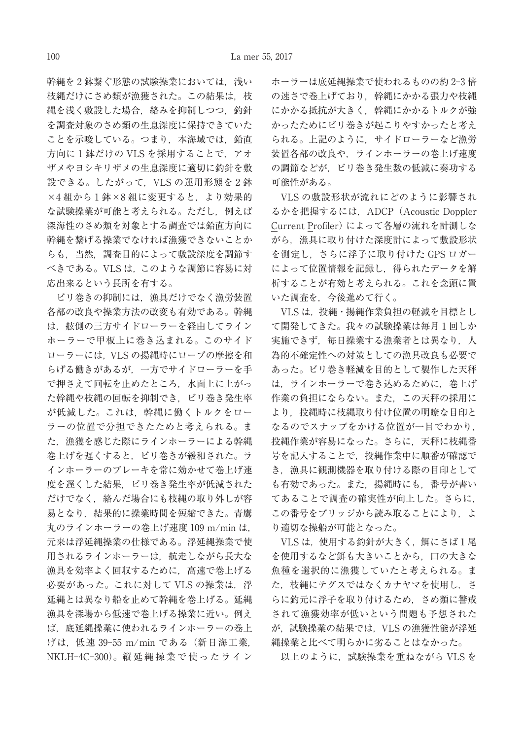幹縄を2鉢繋ぐ形態の試験操業においては，浅い枝縄だけにさめ類が漁獲された。この結果は，枝縄を浅く敷設した場合，絡みを抑制しつつ，釣針を調査対象のさめ類の生息深度に保持できていたことを示唆している。つまり，本海域では，鉛直方向に1鉢だけのVLSを採用することで，アオザメやヨシキリザメの生息深度に適切に釣針を敷設できる。したがって，VLSの運用形態を2鉢×4組から1鉢×8組に変更すると，より効果的な試験操業が可能と考えられる。ただし，例えば深海性のさめ類を対象とする調査では鉛直方向に幹縄を繋げる操業でなければ漁獲できないことからも，当然，調査目的によって敷設深度を調節すべきである。VLSは，このような調節に容易に対応出来るという長所を有する。

ビリ巻きの抑制には，漁具だけでなく漁労装置各部の改良や操業方法の改変も有効である。幹縄は，舷側の三方サイドローラーを経由してラインホーラーで甲板上に巻き込まれる。このサイドローラーには，VLSの揚縄時にロープの摩擦を和らげる働きがあるが，一方でサイドローラーを手で押さえて回転を止めたところ，水面上に上がった幹縄や枝縄の回転を抑制でき，ビリ巻き発生率が低減した。これは，幹縄に働くトルクをローラーの位置で分担できたためと考えられる。また，漁獲を感じた際にラインホーラーによる幹縄巻上げを遅くすると，ビリ巻きが緩和された。ラインホーラーのブレーキを常に効かせて巻上げ速度を遅くした結果，ビリ巻き発生率が低減されただけでなく，絡んだ場合にも枝縄の取り外しが容易となり，結果的に操業時間を短縮できた。青鷹丸のラインホーラーの巻上げ速度109 m/minは，元来は浮延縄操業の仕様である。浮延縄操業で使用されるラインホーラーは，航走しながら長大な漁具を効率よく回収するために，高速で巻上げる必要があった。これに対してVLSの操業は，浮延縄とは異なり船を止めて幹縄を巻上げる。延縄漁具を深場から低速で巻上げる操業に近い。例えば，底延縄操業に使われるラインホーラーの巻上げは，低速39-55 m/minである（新日海工業，NKLH-4C-300）。縦延縄操業で使ったラインホーラーは底延縄操業で使われるものの約2-3倍の速さで巻上げており，幹縄にかかる張力や枝縄にかかる抵抗が大きく，幹縄にかかるトルクが強かったためにビリ巻きが起こりやすかったと考えられる。上記のように，サイドローラーなど漁労装置各部の改良や，ラインホーラーの巻上げ速度の調節などが，ビリ巻き発生数の低減に奏功する可能性がある。

VLSの敷設形状が流れにどのように影響されるかを把握するには，ADCP（Acoustic Doppler Current Profiler）によって各層の流れを計測しながら，漁具に取り付けた深度計によって敷設形状を測定し，さらに浮子に取り付けたGPSロガーによって位置情報を記録し，得られたデータを解析することが有効と考えられる。これを念頭に置いた調査を，今後進めて行く。

VLSは，投縄・揚縄作業負担の軽減を目標として開発してきた。我々の試験操業は毎月1回しか実施できず，毎日操業する漁業者とは異なり，人為的不確定性への対策としての漁具改良も必要であった。ビリ巻き軽減を目的として製作した天秤は，ラインホーラーで巻き込めるために，巻上げ作業の負担にならない。また，この天秤の採用により，投縄時に枝縄取り付け位置の明瞭な目印となるのでスナップをかける位置が一目でわかり，投縄作業が容易になった。さらに，天秤に枝縄番号を記入することで，投縄作業中に順番が確認でき，漁具に観測機器を取り付ける際の目印としても有効であった。また，揚縄時にも，番号が書いてあることで調査の確実性が向上した。さらに，この番号をブリッジから読み取ることにより，より適切な操船が可能となった。

VLSは，使用する釣針が大きく，餌にさば1尾を使用するなど餌も大きいことから，口の大きな魚種を選択的に漁獲していたと考えられる。また，枝縄にテグスではなくカナヤマを使用し，さらに釣元に浮子を取り付けるため，さめ類に警戒されて漁獲効率が低いという問題も予想されたが，試験操業の結果では，VLSの漁獲性能が浮延縄操業と比べて明らかに劣ることはなかった。

以上のように，試験操業を重ねながらVLSを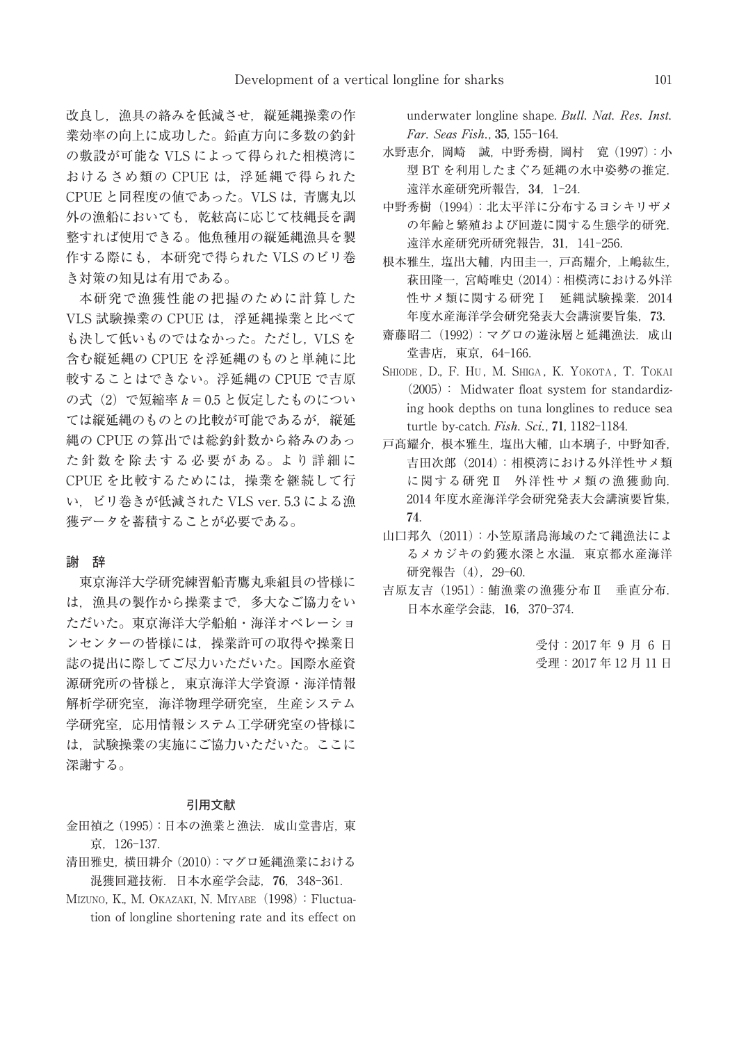改良し，漁具の絡みを低減させ，縦延縄操業の作業効率の向上に成功した。鉛直方向に多数の釣針の敷設が可能な VLS によって得られた相模湾におけるさめ類の CPUE は，浮延縄で得られた CPUE と同程度の値であった。VLS は，青鷹丸以外の漁船においても，乾舷高に応じて枝縄長を調整すれば使用できる。他魚種用の縦延縄漁具を製作する際にも，本研究で得られた VLS のビリ巻き対策の知見は有用である。

本研究で漁獲性能の把握のために計算した VLS 試験操業の CPUE は，浮延縄操業と比べても決して低いものではなかった。ただし，VLS を含む縦延縄の CPUE を浮延縄のものと単純に比較することはできない。浮延縄の CPUE で吉原の式（2）で短縮率 $k=0.5$ と仮定したものについては縦延縄のものとの比較が可能であるが，縦延縄の CPUE の算出では総釣針数から絡みのあった針数を除去する必要がある。より詳細に CPUE を比較するためには，操業を継続して行い，ビリ巻きが低減された VLS ver. 5.3 による漁獲データを蓄積することが必要である。

## 謝　辞

東京海洋大学研究練習船青鷹丸乗組員の皆様には，漁具の製作から操業まで，多大なご協力をいただいた。東京海洋大学船舶・海洋オペレーションセンターの皆様には，操業許可の取得や操業日誌の提出に際してご尽力いただいた。国際水産資源研究所の皆様と，東京海洋大学資源・海洋情報解析学研究室，海洋物理学研究室，生産システム学研究室，応用情報システム工学研究室の皆様には，試験操業の実施にご協力いただいた。ここに深謝する。

## 引用文献

金田禎之（1995）：日本の漁業と漁法．成山堂書店，東京，126-137.

清田雅史，横田耕介（2010）：マグロ延縄漁業における混獲回避技術．日本水産学会誌，**76**，348-361.

Mizuno, K., M. Okazaki, N. Miyabe（1998）：Fluctuation of longline shortening rate and its effect on underwater longline shape. *Bull. Nat. Res. Inst. Far. Seas Fish.*, **35**, 155-164.

水野恵介，岡崎　誠，中野秀樹，岡村　寛（1997）：小型 BT を利用したまぐろ延縄の水中姿勢の推定．遠洋水産研究所報告，**34**，1-24.

中野秀樹（1994）：北太平洋に分布するヨシキリザメの年齢と繁殖および回遊に関する生態学的研究．遠洋水産研究所研究報告，**31**，141-256.

根本雅生，塩出大輔，内田圭一，戸高耀介，上嶋紘生，萩田隆一，宮崎唯史（2014）：相模湾における外洋性サメ類に関する研究Ⅰ　延縄試験操業．2014 年度水産海洋学会研究発表大会講演要旨集，**73**.

齋藤昭二（1992）：マグロの遊泳層と延縄漁法．成山堂書店，東京，64-166.

Shiode, D., F. Hu, M. Shiga, K. Yokota, T. Tokai（2005）：Midwater float system for standardizing hook depths on tuna longlines to reduce sea turtle by-catch. *Fish. Sci.*, **71**, 1182-1184.

戸高耀介，根本雅生，塩出大輔，山本璃子，中野知香，吉田次郎（2014）：相模湾における外洋性サメ類に関する研究Ⅱ　外洋性サメ類の漁獲動向．2014 年度水産海洋学会研究発表大会講演要旨集，**74**.

山口邦久（2011）：小笠原諸島海域のたて縄漁法によるメカジキの釣獲水深と水温．東京都水産海洋研究報告（4），29-60.

吉原友吉（1951）：鮪漁業の漁獲分布Ⅱ　垂直分布．日本水産学会誌，**16**，370-374.

受付：2017 年 9 月 6 日
受理：2017 年 12 月 11 日